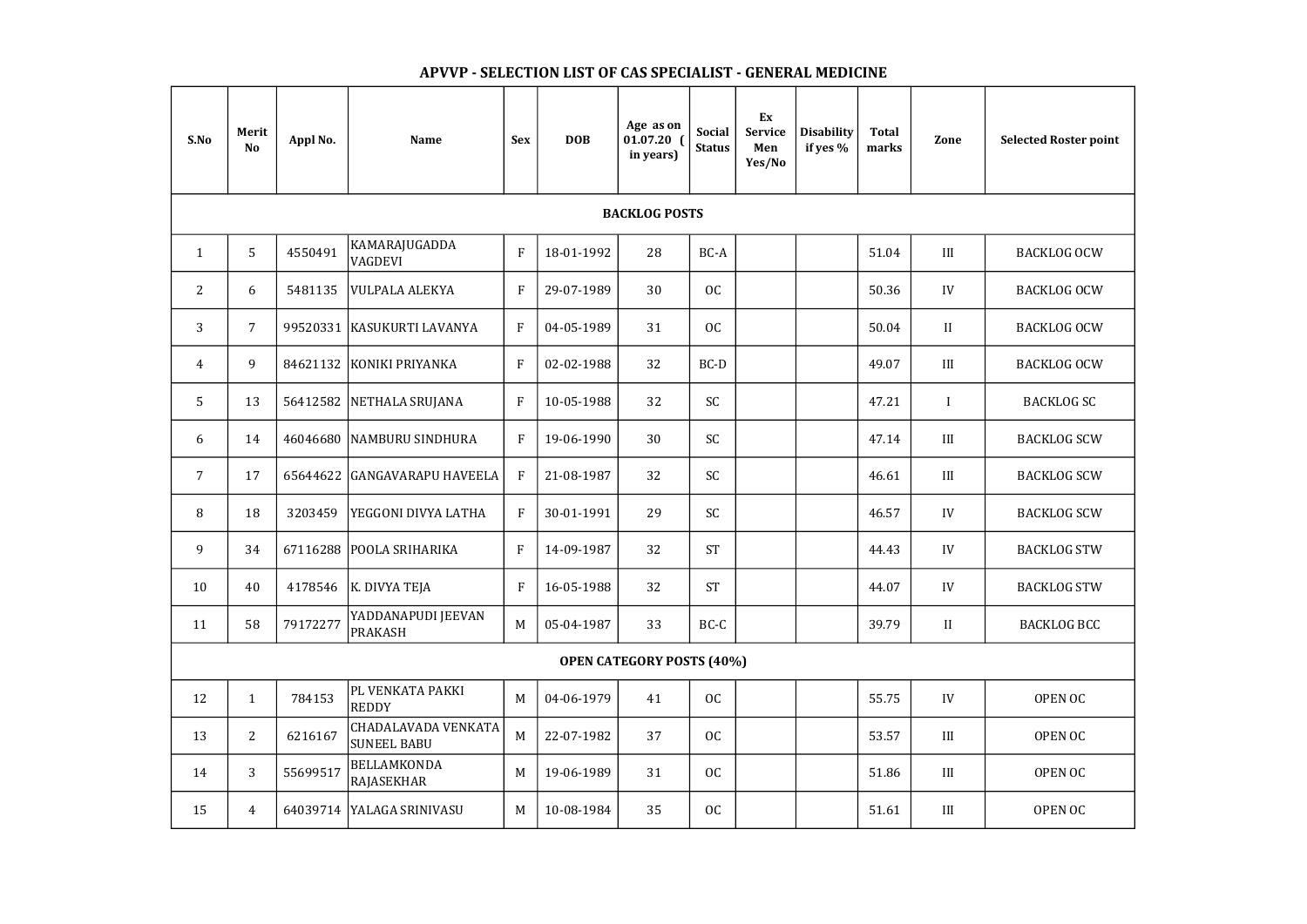## APVVP - SELECTION LIST OF CAS SPECIALIST - GENERAL MEDICINE

| S.No | Merit No | Appl No. | Name | Sex | DOB | Age as on 01.07.20 ( in years) | Social Status | Ex Service Men Yes/No | Disability if yes % | Total marks | Zone | Selected Roster point |
|---|---|---|---|---|---|---|---|---|---|---|---|---|
| **BACKLOG POSTS** | | | | | | | | | | | | |
| 1 | 5 | 4550491 | KAMARAJUGADDA VAGDEVI | F | 18-01-1992 | 28 | BC-A | | | 51.04 | III | BACKLOG OCW |
| 2 | 6 | 5481135 | VULPALA ALEKYA | F | 29-07-1989 | 30 | OC | | | 50.36 | IV | BACKLOG OCW |
| 3 | 7 | 99520331 | KASUKURTI LAVANYA | F | 04-05-1989 | 31 | OC | | | 50.04 | II | BACKLOG OCW |
| 4 | 9 | 84621132 | KONIKI PRIYANKA | F | 02-02-1988 | 32 | BC-D | | | 49.07 | III | BACKLOG OCW |
| 5 | 13 | 56412582 | NETHALA SRUJANA | F | 10-05-1988 | 32 | SC | | | 47.21 | I | BACKLOG SC |
| 6 | 14 | 46046680 | NAMBURU SINDHURA | F | 19-06-1990 | 30 | SC | | | 47.14 | III | BACKLOG SCW |
| 7 | 17 | 65644622 | GANGAVARAPU HAVEELA | F | 21-08-1987 | 32 | SC | | | 46.61 | III | BACKLOG SCW |
| 8 | 18 | 3203459 | YEGGONI DIVYA LATHA | F | 30-01-1991 | 29 | SC | | | 46.57 | IV | BACKLOG SCW |
| 9 | 34 | 67116288 | POOLA SRIHARIKA | F | 14-09-1987 | 32 | ST | | | 44.43 | IV | BACKLOG STW |
| 10 | 40 | 4178546 | K. DIVYA TEJA | F | 16-05-1988 | 32 | ST | | | 44.07 | IV | BACKLOG STW |
| 11 | 58 | 79172277 | YADDANAPUDI JEEVAN PRAKASH | M | 05-04-1987 | 33 | BC-C | | | 39.79 | II | BACKLOG BCC |
| **OPEN CATEGORY POSTS (40%)** | | | | | | | | | | | | |
| 12 | 1 | 784153 | PL VENKATA PAKKI REDDY | M | 04-06-1979 | 41 | OC | | | 55.75 | IV | OPEN OC |
| 13 | 2 | 6216167 | CHADALAVADA VENKATA SUNEEL BABU | M | 22-07-1982 | 37 | OC | | | 53.57 | III | OPEN OC |
| 14 | 3 | 55699517 | BELLAMKONDA RAJASEKHAR | M | 19-06-1989 | 31 | OC | | | 51.86 | III | OPEN OC |
| 15 | 4 | 64039714 | YALAGA SRINIVASU | M | 10-08-1984 | 35 | OC | | | 51.61 | III | OPEN OC |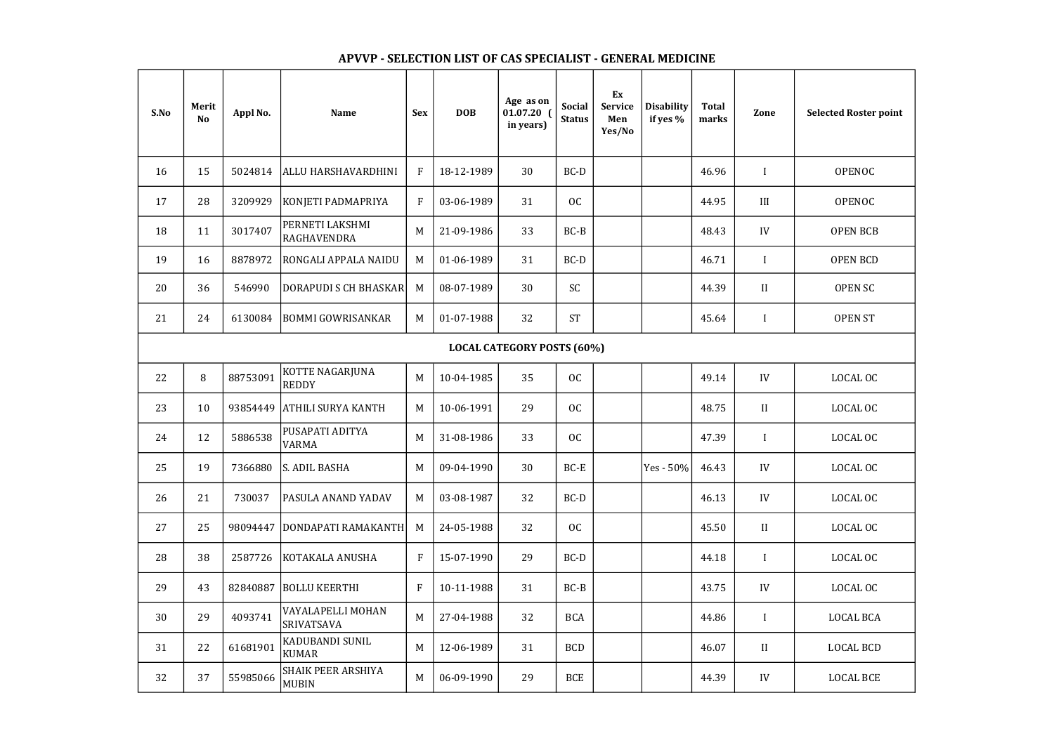## APVVP - SELECTION LIST OF CAS SPECIALIST - GENERAL MEDICINE

| S.No | Merit No | Appl No. | Name | Sex | DOB | Age as on 01.07.20 ( in years) | Social Status | Ex Service Men Yes/No | Disability if yes % | Total marks | Zone | Selected Roster point |
|---|---|---|---|---|---|---|---|---|---|---|---|---|
| 16 | 15 | 5024814 | ALLU HARSHAVARDHINI | F | 18-12-1989 | 30 | BC-D | | | 46.96 | I | OPENOC |
| 17 | 28 | 3209929 | KONJETI PADMAPRIYA | F | 03-06-1989 | 31 | OC | | | 44.95 | III | OPENOC |
| 18 | 11 | 3017407 | PERNETI LAKSHMI RAGHAVENDRA | M | 21-09-1986 | 33 | BC-B | | | 48.43 | IV | OPEN BCB |
| 19 | 16 | 8878972 | RONGALI APPALA NAIDU | M | 01-06-1989 | 31 | BC-D | | | 46.71 | I | OPEN BCD |
| 20 | 36 | 546990 | DORAPUDI S CH BHASKAR | M | 08-07-1989 | 30 | SC | | | 44.39 | II | OPEN SC |
| 21 | 24 | 6130084 | BOMMI GOWRISANKAR | M | 01-07-1988 | 32 | ST | | | 45.64 | I | OPEN ST |
| **LOCAL CATEGORY POSTS (60%)** | | | | | | | | | | | | |
| 22 | 8 | 88753091 | KOTTE NAGARJUNA REDDY | M | 10-04-1985 | 35 | OC | | | 49.14 | IV | LOCAL OC |
| 23 | 10 | 93854449 | ATHILI SURYA KANTH | M | 10-06-1991 | 29 | OC | | | 48.75 | II | LOCAL OC |
| 24 | 12 | 5886538 | PUSAPATI ADITYA VARMA | M | 31-08-1986 | 33 | OC | | | 47.39 | I | LOCAL OC |
| 25 | 19 | 7366880 | S. ADIL BASHA | M | 09-04-1990 | 30 | BC-E | | Yes - 50% | 46.43 | IV | LOCAL OC |
| 26 | 21 | 730037 | PASULA ANAND YADAV | M | 03-08-1987 | 32 | BC-D | | | 46.13 | IV | LOCAL OC |
| 27 | 25 | 98094447 | DONDAPATI RAMAKANTH | M | 24-05-1988 | 32 | OC | | | 45.50 | II | LOCAL OC |
| 28 | 38 | 2587726 | KOTAKALA ANUSHA | F | 15-07-1990 | 29 | BC-D | | | 44.18 | I | LOCAL OC |
| 29 | 43 | 82840887 | BOLLU KEERTHI | F | 10-11-1988 | 31 | BC-B | | | 43.75 | IV | LOCAL OC |
| 30 | 29 | 4093741 | VAYALAPELLI MOHAN SRIVATSAVA | M | 27-04-1988 | 32 | BCA | | | 44.86 | I | LOCAL BCA |
| 31 | 22 | 61681901 | KADUBANDI SUNIL KUMAR | M | 12-06-1989 | 31 | BCD | | | 46.07 | II | LOCAL BCD |
| 32 | 37 | 55985066 | SHAIK PEER ARSHIYA MUBIN | M | 06-09-1990 | 29 | BCE | | | 44.39 | IV | LOCAL BCE |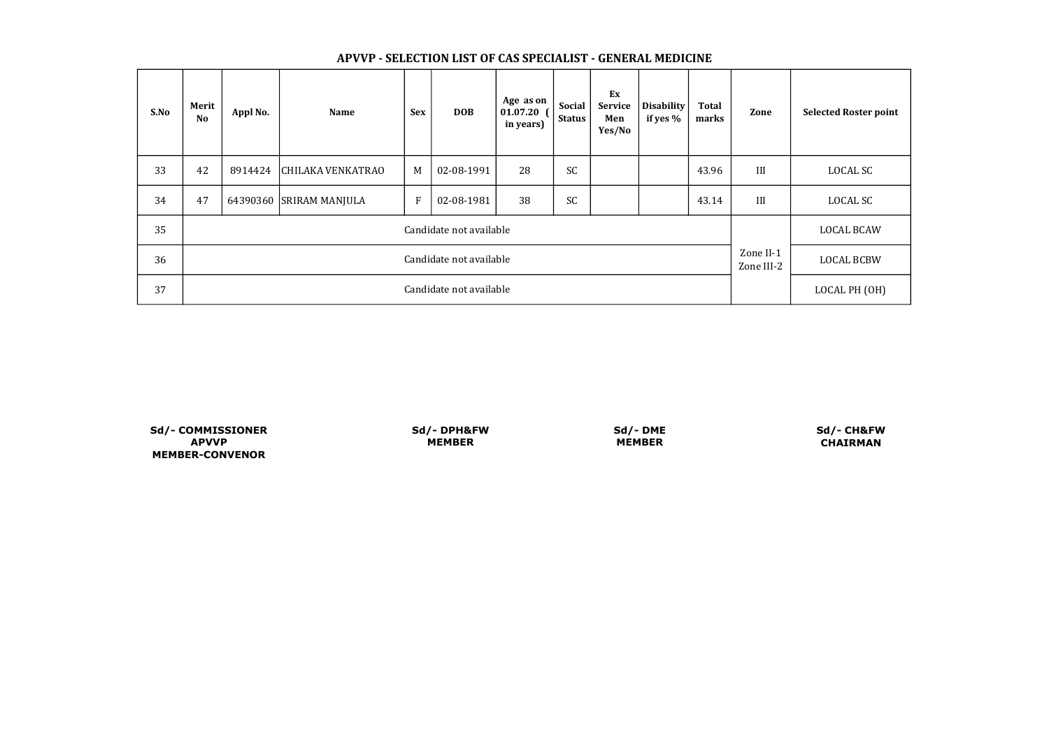## APVVP - SELECTION LIST OF CAS SPECIALIST - GENERAL MEDICINE

| S.No | Merit No | Appl No. | Name | Sex | DOB | Age as on 01.07.20 ( in years) | Social Status | Ex Service Men Yes/No | Disability if yes % | Total marks | Zone | Selected Roster point |
|---|---|---|---|---|---|---|---|---|---|---|---|---|
| 33 | 42 | 8914424 | CHILAKA VENKATRAO | M | 02-08-1991 | 28 | SC | | | 43.96 | III | LOCAL SC |
| 34 | 47 | 64390360 | SRIRAM MANJULA | F | 02-08-1981 | 38 | SC | | | 43.14 | III | LOCAL SC |
| 35 | Candidate not available | | | | | | | | | | Zone II-1 Zone III-2 | LOCAL BCAW |
| 36 | Candidate not available | | | | | | | | | | | LOCAL BCBW |
| 37 | Candidate not available | | | | | | | | | | | LOCAL PH (OH) |

**Sd/- COMMISSIONER**
**APVVP**
**MEMBER-CONVENOR**

**Sd/- DPH&FW**
**MEMBER**

**Sd/- DME**
**MEMBER**

**Sd/- CH&FW**
**CHAIRMAN**